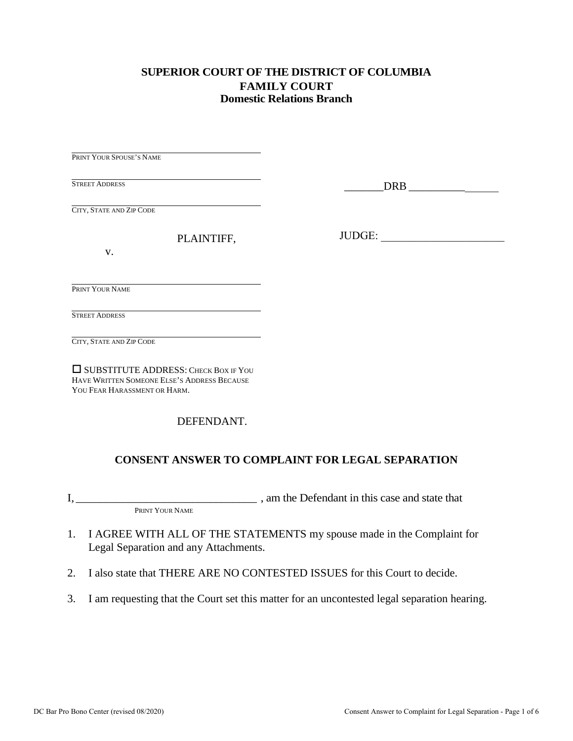**SUPERIOR COURT OF THE DISTRICT OF COLUMBIA**
**FAMILY COURT**
**Domestic Relations Branch**

\_\_\_\_\_\_\_\_\_\_\_\_\_\_\_\_\_\_\_\_\_\_\_\_\_\_\_\_\_\_\_\_\_\_\_\_\_\_\_\_
PRINT YOUR SPOUSE'S NAME

\_\_\_\_\_\_\_\_\_\_\_\_\_\_\_\_\_\_\_\_\_\_\_\_\_\_\_\_\_\_\_\_\_\_\_\_\_\_\_\_
STREET ADDRESS

\_\_\_\_\_\_\_\_\_\_\_\_\_\_\_\_\_\_\_\_\_\_\_\_\_\_\_\_\_\_\_\_\_\_\_\_\_\_\_\_
CITY, STATE AND ZIP CODE

PLAINTIFF,

v.

\_\_\_\_\_\_\_\_\_\_\_\_\_\_\_\_\_\_\_\_\_\_\_\_\_\_\_\_\_\_\_\_\_\_\_\_\_\_\_\_
PRINT YOUR NAME

\_\_\_\_\_\_\_\_\_\_\_\_\_\_\_\_\_\_\_\_\_\_\_\_\_\_\_\_\_\_\_\_\_\_\_\_\_\_\_\_
STREET ADDRESS

\_\_\_\_\_\_\_\_\_\_\_\_\_\_\_\_\_\_\_\_\_\_\_\_\_\_\_\_\_\_\_\_\_\_\_\_\_\_\_\_
CITY, STATE AND ZIP CODE

☐ SUBSTITUTE ADDRESS: CHECK BOX IF YOU HAVE WRITTEN SOMEONE ELSE'S ADDRESS BECAUSE YOU FEAR HARASSMENT OR HARM.

DEFENDANT.

\_\_\_\_\_\_\_DRB \_\_\_\_\_\_\_\_\_\_\_\_\_\_\_\_

JUDGE: \_\_\_\_\_\_\_\_\_\_\_\_\_\_\_\_\_\_\_\_\_\_

## CONSENT ANSWER TO COMPLAINT FOR LEGAL SEPARATION

I, \_\_\_\_\_\_\_\_\_\_\_\_\_\_\_\_\_\_\_\_\_\_\_\_\_\_\_\_\_\_\_\_ , am the Defendant in this case and state that
PRINT YOUR NAME

1. I AGREE WITH ALL OF THE STATEMENTS my spouse made in the Complaint for Legal Separation and any Attachments.

2. I also state that THERE ARE NO CONTESTED ISSUES for this Court to decide.

3. I am requesting that the Court set this matter for an uncontested legal separation hearing.

DC Bar Pro Bono Center (revised 08/2020)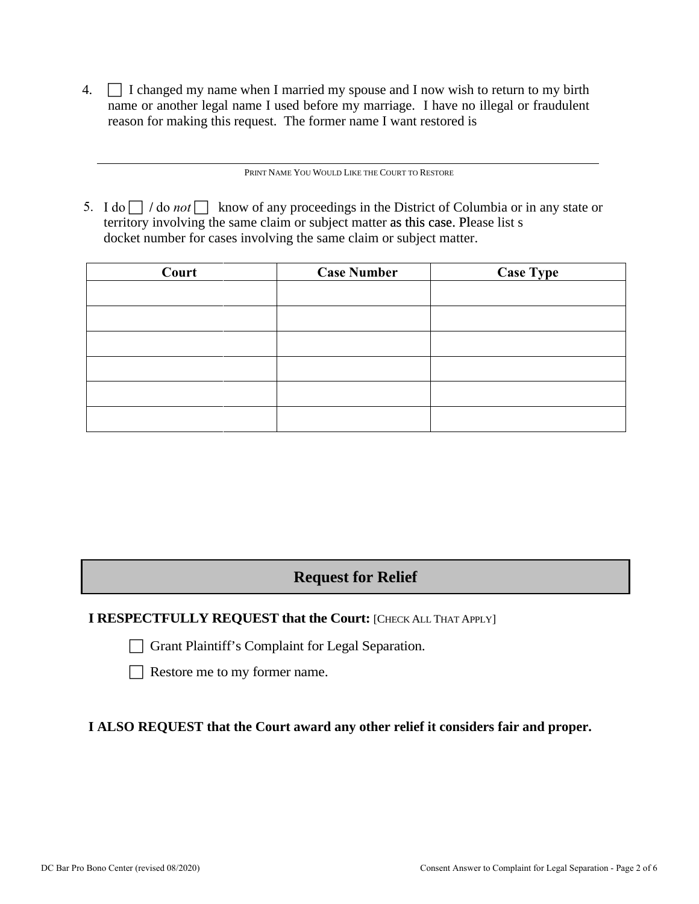4. ☐ I changed my name when I married my spouse and I now wish to return to my birth name or another legal name I used before my marriage. I have no illegal or fraudulent reason for making this request. The former name I want restored is

\_\_\_\_\_\_\_\_\_\_\_\_\_\_\_\_\_\_\_\_\_\_\_\_\_\_\_\_\_\_\_\_\_\_\_\_\_\_\_\_\_\_\_\_\_\_\_\_\_\_\_\_\_\_\_\_
PRINT NAME YOU WOULD LIKE THE COURT TO RESTORE

5. I do ☐ / do *not* ☐ know of any proceedings in the District of Columbia or in any state or territory involving the same claim or subject matter as this case. Please list s docket number for cases involving the same claim or subject matter.

| Court | Case Number | Case Type |
|---|---|---|
| | | |
| | | |
| | | |
| | | |
| | | |
| | | |

## Request for Relief

**I RESPECTFULLY REQUEST that the Court:** [CHECK ALL THAT APPLY]

☐ Grant Plaintiff's Complaint for Legal Separation.

☐ Restore me to my former name.

**I ALSO REQUEST that the Court award any other relief it considers fair and proper.**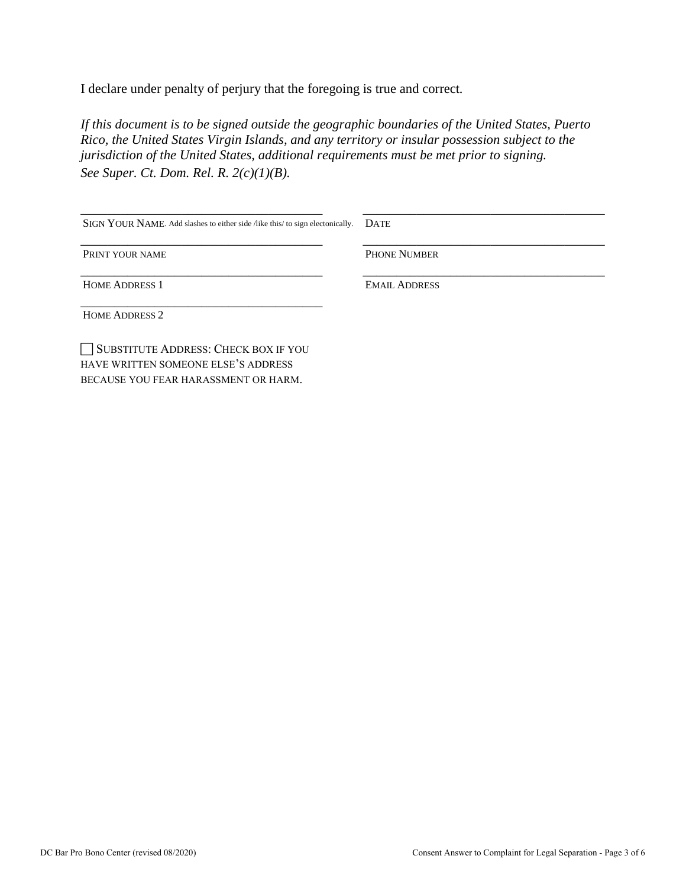I declare under penalty of perjury that the foregoing is true and correct.

*If this document is to be signed outside the geographic boundaries of the United States, Puerto Rico, the United States Virgin Islands, and any territory or insular possession subject to the jurisdiction of the United States, additional requirements must be met prior to signing. See Super. Ct. Dom. Rel. R. 2(c)(1)(B).*

| | |
|---|---|
| \_\_\_\_\_\_\_\_\_\_\_\_\_\_\_\_\_\_\_\_\_\_\_\_\_\_\_\_\_\_\_\_\_\_\_\_\_\_\_\_ | \_\_\_\_\_\_\_\_\_\_\_\_\_\_\_\_\_\_\_\_\_\_\_\_\_\_\_\_\_\_\_\_\_\_\_\_\_\_\_\_ |
| SIGN YOUR NAME. Add slashes to either side /like this/ to sign electonically. | DATE |
| \_\_\_\_\_\_\_\_\_\_\_\_\_\_\_\_\_\_\_\_\_\_\_\_\_\_\_\_\_\_\_\_\_\_\_\_\_\_\_\_ | \_\_\_\_\_\_\_\_\_\_\_\_\_\_\_\_\_\_\_\_\_\_\_\_\_\_\_\_\_\_\_\_\_\_\_\_\_\_\_\_ |
| PRINT YOUR NAME | PHONE NUMBER |
| \_\_\_\_\_\_\_\_\_\_\_\_\_\_\_\_\_\_\_\_\_\_\_\_\_\_\_\_\_\_\_\_\_\_\_\_\_\_\_\_ | \_\_\_\_\_\_\_\_\_\_\_\_\_\_\_\_\_\_\_\_\_\_\_\_\_\_\_\_\_\_\_\_\_\_\_\_\_\_\_\_ |
| HOME ADDRESS 1 | EMAIL ADDRESS |
| \_\_\_\_\_\_\_\_\_\_\_\_\_\_\_\_\_\_\_\_\_\_\_\_\_\_\_\_\_\_\_\_\_\_\_\_\_\_\_\_ | |
| HOME ADDRESS 2 | |

☐ SUBSTITUTE ADDRESS: CHECK BOX IF YOU HAVE WRITTEN SOMEONE ELSE'S ADDRESS BECAUSE YOU FEAR HARASSMENT OR HARM.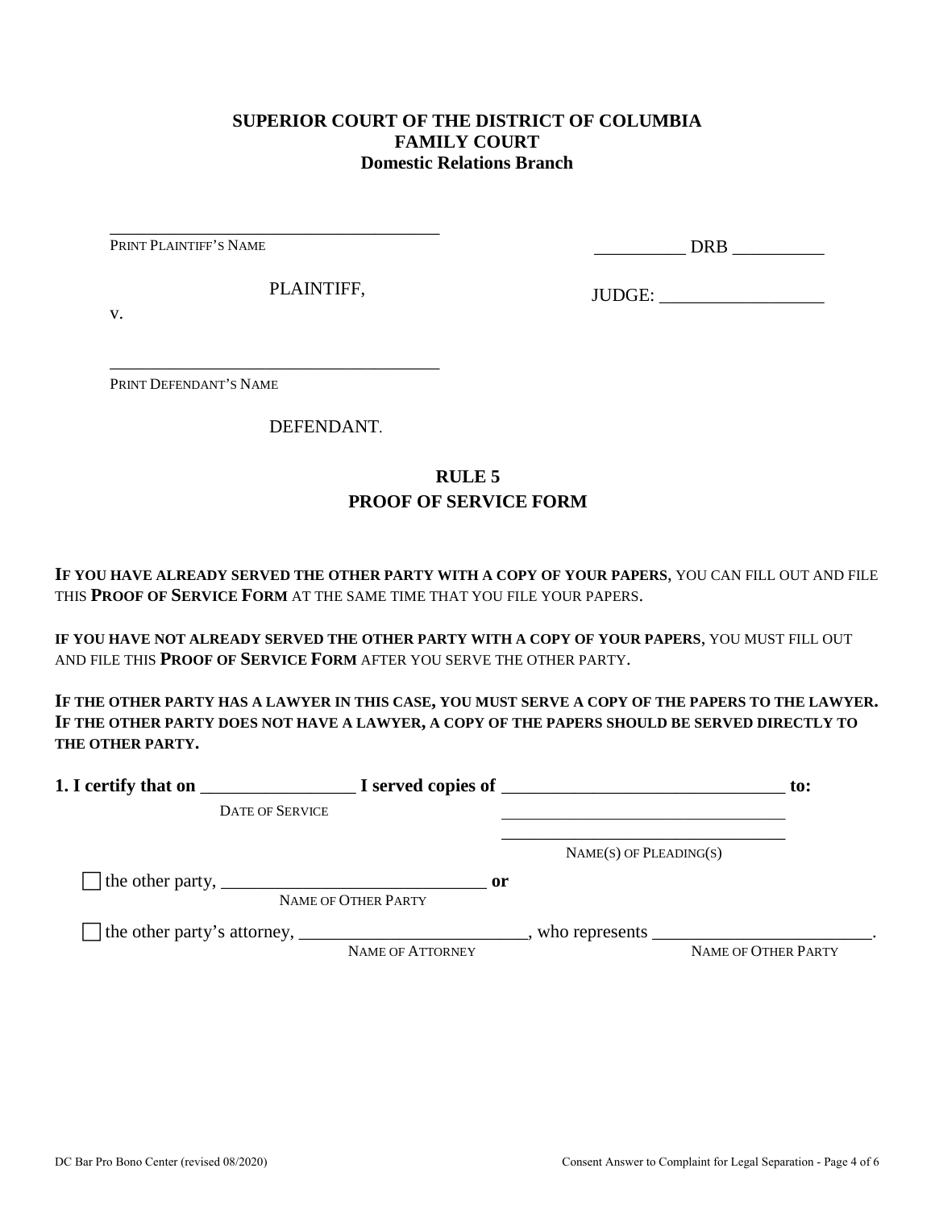**SUPERIOR COURT OF THE DISTRICT OF COLUMBIA**
**FAMILY COURT**
**Domestic Relations Branch**

______________________________________
PRINT PLAINTIFF'S NAME

PLAINTIFF,

v.

______________________________________
PRINT DEFENDANT'S NAME

DEFENDANT.

__________ DRB __________

JUDGE: __________________

## RULE 5
## PROOF OF SERVICE FORM

**IF YOU HAVE ALREADY SERVED THE OTHER PARTY WITH A COPY OF YOUR PAPERS**, YOU CAN FILL OUT AND FILE THIS **PROOF OF SERVICE FORM** AT THE SAME TIME THAT YOU FILE YOUR PAPERS.

**IF YOU HAVE NOT ALREADY SERVED THE OTHER PARTY WITH A COPY OF YOUR PAPERS**, YOU MUST FILL OUT AND FILE THIS **PROOF OF SERVICE FORM** AFTER YOU SERVE THE OTHER PARTY.

**IF THE OTHER PARTY HAS A LAWYER IN THIS CASE, YOU MUST SERVE A COPY OF THE PAPERS TO THE LAWYER. IF THE OTHER PARTY DOES NOT HAVE A LAWYER, A COPY OF THE PAPERS SHOULD BE SERVED DIRECTLY TO THE OTHER PARTY.**

**1. I certify that on** _________________ **I served copies of** _______________________________ **to:**
DATE OF SERVICE
_________________________________
_________________________________
NAME(S) OF PLEADING(S)

☐ the other party, ______________________________ **or**
NAME OF OTHER PARTY

☐ the other party's attorney, _________________________, who represents ________________________.
NAME OF ATTORNEY NAME OF OTHER PARTY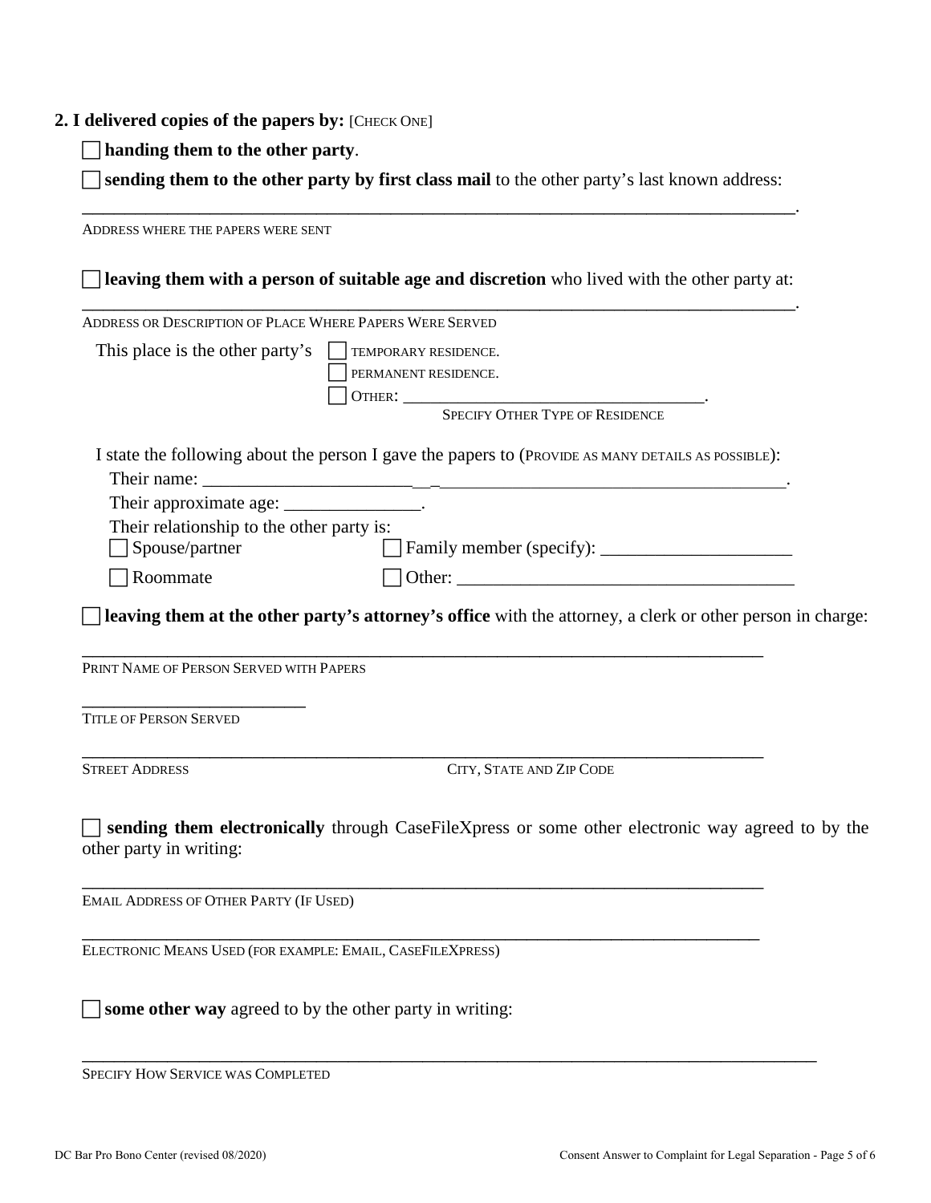**2. I delivered copies of the papers by:** [CHECK ONE]

☐ **handing them to the other party**.

☐ **sending them to the other party by first class mail** to the other party's last known address:

______________________________________________________________________________.
ADDRESS WHERE THE PAPERS WERE SENT

☐ **leaving them with a person of suitable age and discretion** who lived with the other party at:

______________________________________________________________________________.
ADDRESS OR DESCRIPTION OF PLACE WHERE PAPERS WERE SERVED

This place is the other party's ☐ TEMPORARY RESIDENCE.
☐ PERMANENT RESIDENCE.
☐ OTHER: ___________________________________.
SPECIFY OTHER TYPE OF RESIDENCE

I state the following about the person I gave the papers to (PROVIDE AS MANY DETAILS AS POSSIBLE):

Their name: ______________________________________________________________.

Their approximate age: _______________.

Their relationship to the other party is:

☐ Spouse/partner ☐ Family member (specify): _____________________

☐ Roommate ☐ Other: ______________________________________

☐ **leaving them at the other party's attorney's office** with the attorney, a clerk or other person in charge:

__________________________________________________________________________
PRINT NAME OF PERSON SERVED WITH PAPERS

_________________________
TITLE OF PERSON SERVED

__________________________________________________________________________
STREET ADDRESS CITY, STATE AND ZIP CODE

☐ **sending them electronically** through CaseFileXpress or some other electronic way agreed to by the other party in writing:

__________________________________________________________________________
EMAIL ADDRESS OF OTHER PARTY (IF USED)

__________________________________________________________________________
ELECTRONIC MEANS USED (FOR EXAMPLE: EMAIL, CASEFILEXPRESS)

☐ **some other way** agreed to by the other party in writing:

______________________________________________________________________________
SPECIFY HOW SERVICE WAS COMPLETED

DC Bar Pro Bono Center (revised 08/2020)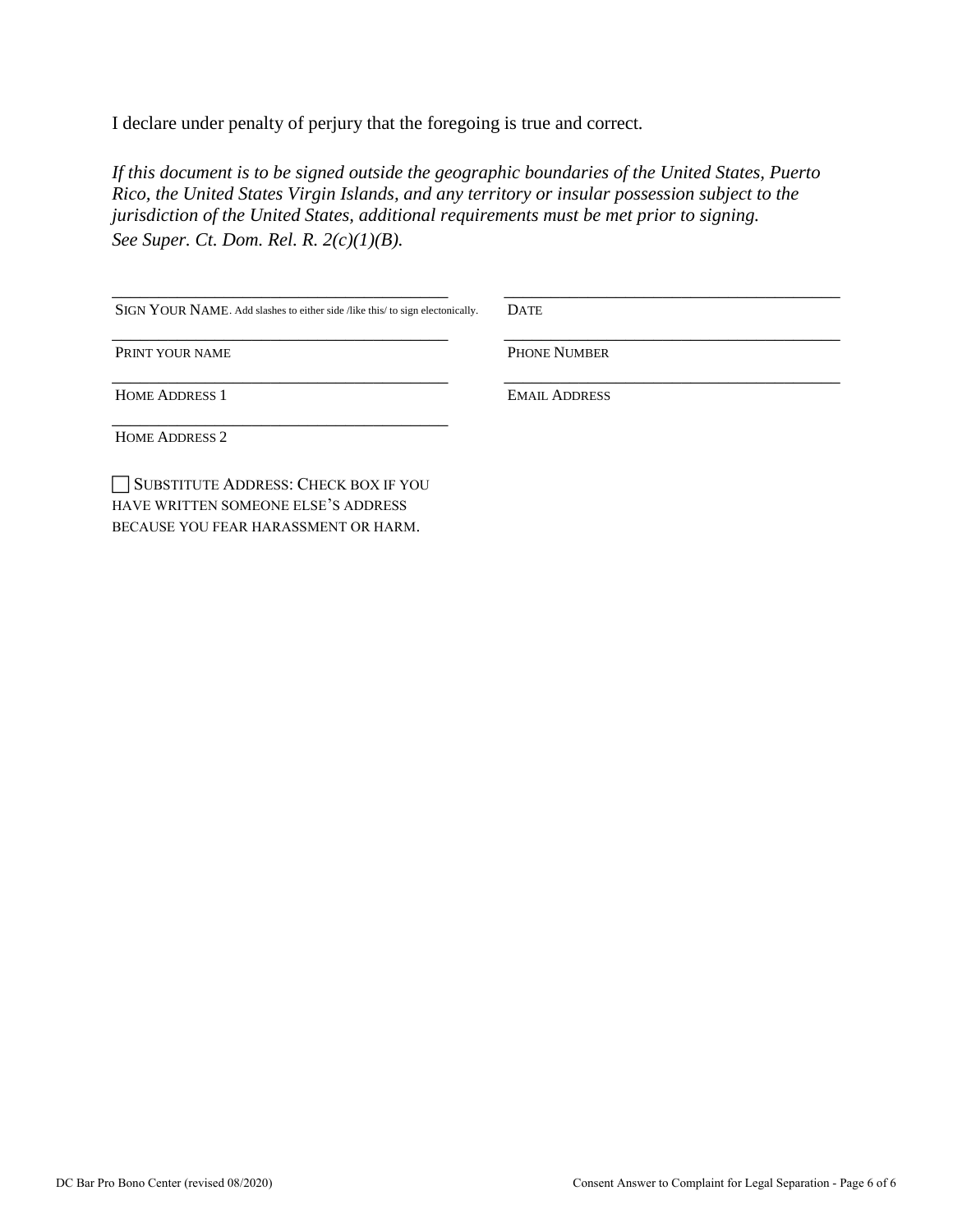I declare under penalty of perjury that the foregoing is true and correct.

*If this document is to be signed outside the geographic boundaries of the United States, Puerto Rico, the United States Virgin Islands, and any territory or insular possession subject to the jurisdiction of the United States, additional requirements must be met prior to signing. See Super. Ct. Dom. Rel. R. 2(c)(1)(B).*

| | |
|---|---|
| ______________________________ | ______________________________ |
| SIGN YOUR NAME. Add slashes to either side /like this/ to sign electonically. | DATE |
| ______________________________ | ______________________________ |
| PRINT YOUR NAME | PHONE NUMBER |
| ______________________________ | ______________________________ |
| HOME ADDRESS 1 | EMAIL ADDRESS |
| ______________________________ | |
| HOME ADDRESS 2 | |

☐ SUBSTITUTE ADDRESS: CHECK BOX IF YOU HAVE WRITTEN SOMEONE ELSE'S ADDRESS BECAUSE YOU FEAR HARASSMENT OR HARM.